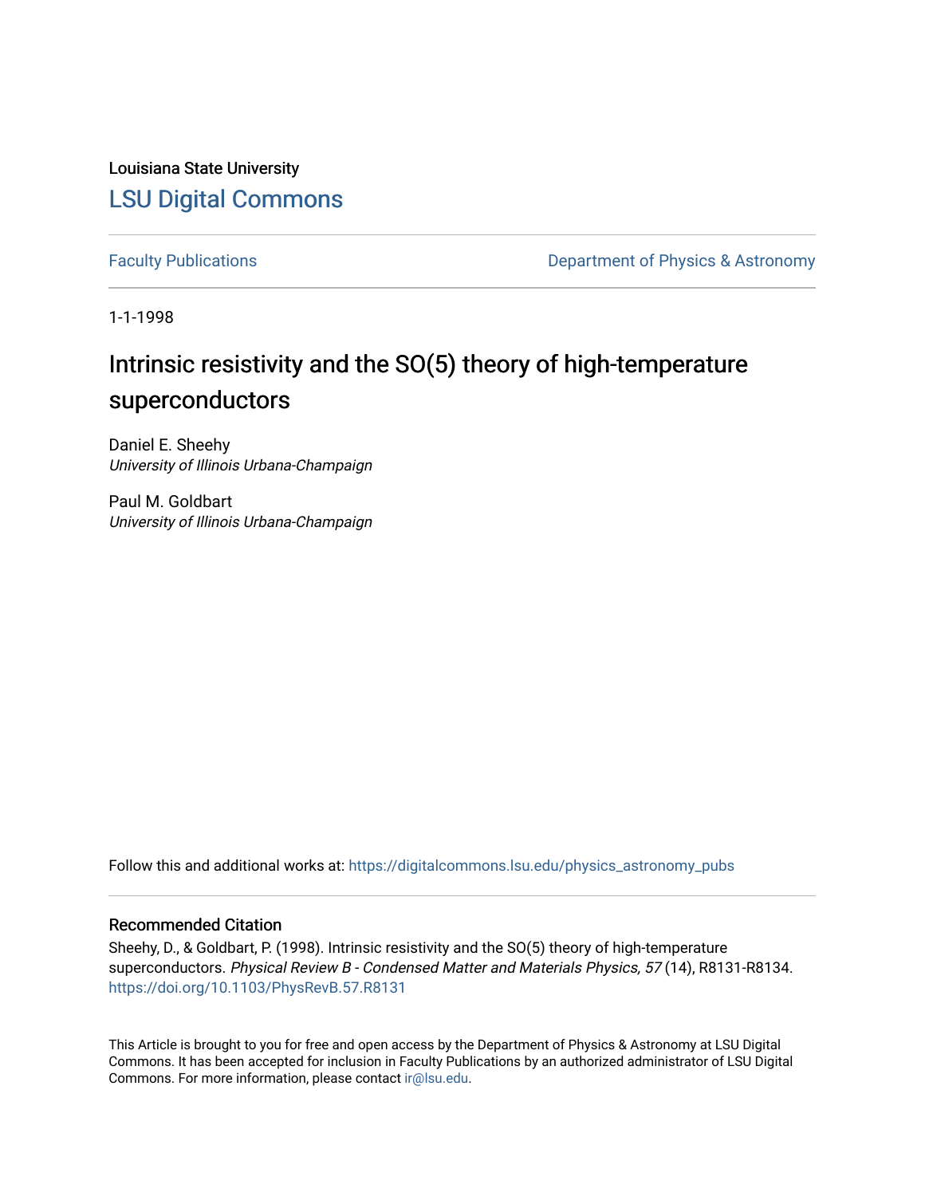Louisiana State University

# LSU Digital Commons

Faculty Publications | Department of Physics & Astronomy

1-1-1998

## Intrinsic resistivity and the SO(5) theory of high-temperature superconductors

Daniel E. Sheehy
*University of Illinois Urbana-Champaign*

Paul M. Goldbart
*University of Illinois Urbana-Champaign*

Follow this and additional works at: https://digitalcommons.lsu.edu/physics_astronomy_pubs

### Recommended Citation

Sheehy, D., & Goldbart, P. (1998). Intrinsic resistivity and the SO(5) theory of high-temperature superconductors. *Physical Review B - Condensed Matter and Materials Physics, 57* (14), R8131-R8134. https://doi.org/10.1103/PhysRevB.57.R8131

This Article is brought to you for free and open access by the Department of Physics & Astronomy at LSU Digital Commons. It has been accepted for inclusion in Faculty Publications by an authorized administrator of LSU Digital Commons. For more information, please contact ir@lsu.edu.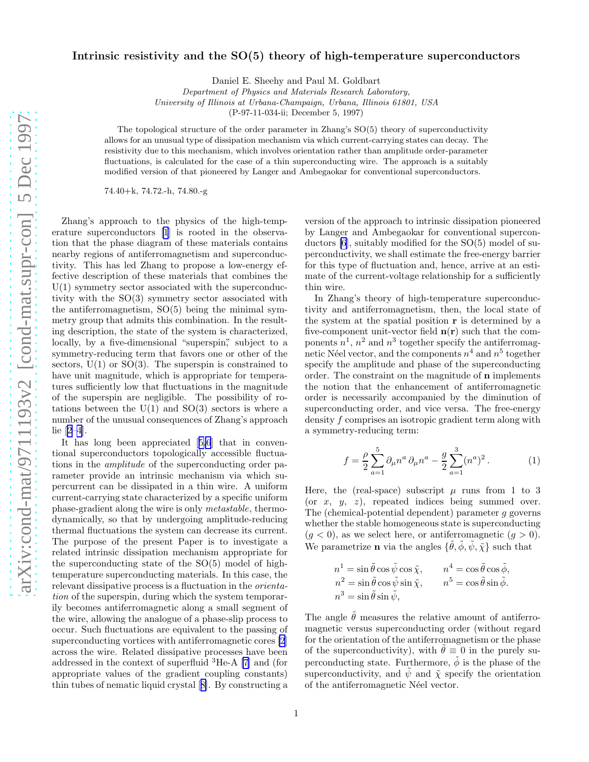# Intrinsic resistivity and the SO(5) theory of high-temperature superconductors

Daniel E. Sheehy and Paul M. Goldbart

*Department of Physics and Materials Research Laboratory,*
*University of Illinois at Urbana-Champaign, Urbana, Illinois 61801, USA*
(P-97-11-034-ii; December 5, 1997)

The topological structure of the order parameter in Zhang's SO(5) theory of superconductivity allows for an unusual type of dissipation mechanism via which current-carrying states can decay. The resistivity due to this mechanism, which involves orientation rather than amplitude order-parameter fluctuations, is calculated for the case of a thin superconducting wire. The approach is a suitably modified version of that pioneered by Langer and Ambegaokar for conventional superconductors.

74.40+k, 74.72.-h, 74.80.-g

Zhang's approach to the physics of the high-temperature superconductors [1] is rooted in the observation that the phase diagram of these materials contains nearby regions of antiferromagnetism and superconductivity. This has led Zhang to propose a low-energy effective description of these materials that combines the U(1) symmetry sector associated with the superconductivity with the SO(3) symmetry sector associated with the antiferromagnetism, SO(5) being the minimal symmetry group that admits this combination. In the resulting description, the state of the system is characterized, locally, by a five-dimensional "superspin," subject to a symmetry-reducing term that favors one or other of the sectors, U(1) or SO(3). The superspin is constrained to have unit magnitude, which is appropriate for temperatures sufficiently low that fluctuations in the magnitude of the superspin are negligible. The possibility of rotations between the U(1) and SO(3) sectors is where a number of the unusual consequences of Zhang's approach lie [2–4].

It has long been appreciated [5,6] that in conventional superconductors topologically accessible fluctuations in the *amplitude* of the superconducting order parameter provide an intrinsic mechanism via which supercurrent can be dissipated in a thin wire. A uniform current-carrying state characterized by a specific uniform phase-gradient along the wire is only *metastable*, thermodynamically, so that by undergoing amplitude-reducing thermal fluctuations the system can decrease its current. The purpose of the present Paper is to investigate a related intrinsic dissipation mechanism appropriate for the superconducting state of the SO(5) model of high-temperature superconducting materials. In this case, the relevant dissipative process is a fluctuation in the *orientation* of the superspin, during which the system temporarily becomes antiferromagnetic along a small segment of the wire, allowing the analogue of a phase-slip process to occur. Such fluctuations are equivalent to the passing of superconducting vortices with antiferromagnetic cores [2] across the wire. Related dissipative processes have been addressed in the context of superfluid $^3$He-A [7] and (for appropriate values of the gradient coupling constants) thin tubes of nematic liquid crystal [8]. By constructing a version of the approach to intrinsic dissipation pioneered by Langer and Ambegaokar for conventional superconductors [6], suitably modified for the SO(5) model of superconductivity, we shall estimate the free-energy barrier for this type of fluctuation and, hence, arrive at an estimate of the current-voltage relationship for a sufficiently thin wire.

In Zhang's theory of high-temperature superconductivity and antiferromagnetism, then, the local state of the system at the spatial position $\mathbf{r}$ is determined by a five-component unit-vector field $\mathbf{n}(\mathbf{r})$ such that the components $n^1$, $n^2$ and $n^3$ together specify the antiferromagnetic Néel vector, and the components $n^4$ and $n^5$ together specify the amplitude and phase of the superconducting order. The constraint on the magnitude of $\mathbf{n}$ implements the notion that the enhancement of antiferromagnetic order is necessarily accompanied by the diminution of superconducting order, and vice versa. The free-energy density $f$ comprises an isotropic gradient term along with a symmetry-reducing term:

$$
f = \frac{\rho}{2}\sum_{a=1}^{5}\partial_\mu n^a\,\partial_\mu n^a - \frac{g}{2}\sum_{a=1}^{3}(n^a)^2\,. \tag{1}
$$

Here, the (real-space) subscript $\mu$ runs from 1 to 3 (or $x$, $y$, $z$), repeated indices being summed over. The (chemical-potential dependent) parameter $g$ governs whether the stable homogeneous state is superconducting ($g<0$), as we select here, or antiferromagnetic ($g>0$). We parametrize $\mathbf{n}$ via the angles $\{\tilde\theta,\tilde\phi,\tilde\psi,\tilde\chi\}$ such that

$$
\begin{aligned}
n^1 &= \sin\tilde\theta\cos\tilde\psi\cos\tilde\chi, \qquad & n^4 &= \cos\tilde\theta\cos\tilde\phi,\\
n^2 &= \sin\tilde\theta\cos\tilde\psi\sin\tilde\chi, \qquad & n^5 &= \cos\tilde\theta\sin\tilde\phi.\\
n^3 &= \sin\tilde\theta\sin\tilde\psi,
\end{aligned}
$$

The angle $\tilde\theta$ measures the relative amount of antiferromagnetic versus superconducting order (without regard for the orientation of the antiferromagnetism or the phase of the superconductivity), with $\tilde\theta\equiv 0$ in the purely superconducting state. Furthermore, $\tilde\phi$ is the phase of the superconductivity, and $\tilde\psi$ and $\tilde\chi$ specify the orientation of the antiferromagnetic Néel vector.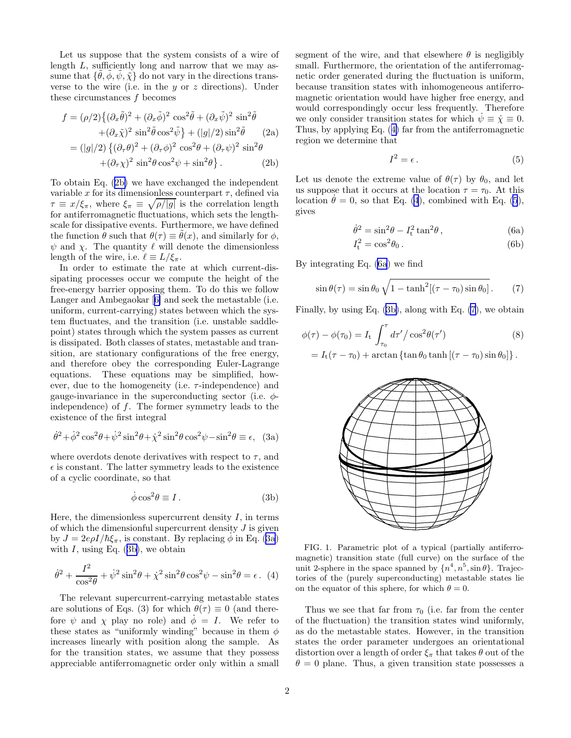Let us suppose that the system consists of a wire of length $L$, sufficiently long and narrow that we may assume that $\{\tilde{\theta}, \tilde{\phi}, \tilde{\psi}, \tilde{\chi}\}$ do not vary in the directions transverse to the wire (i.e. in the $y$ or $z$ directions). Under these circumstances $f$ becomes

$$
\begin{aligned}
f &= (\rho/2)\big\{(\partial_x\tilde{\theta})^2 + (\partial_x\tilde{\phi})^2 \cos^2\tilde{\theta} + (\partial_x\tilde{\psi})^2 \sin^2\tilde{\theta} \\
&\qquad + (\partial_x\tilde{\chi})^2 \sin^2\tilde{\theta}\cos^2\tilde{\psi}\big\} + (|g|/2)\sin^2\tilde{\theta} \qquad (2a)\\
&= (|g|/2)\left\{(\partial_\tau\theta)^2 + (\partial_\tau\phi)^2 \cos^2\theta + (\partial_\tau\psi)^2 \sin^2\theta \right. \\
&\qquad \left. + (\partial_\tau\chi)^2 \sin^2\theta\cos^2\psi + \sin^2\theta\right\}. \qquad (2b)
\end{aligned}
$$

To obtain Eq. (2b) we have exchanged the independent variable $x$ for its dimensionless counterpart $\tau$, defined via $\tau \equiv x/\xi_\pi$, where $\xi_\pi \equiv \sqrt{\rho/|g|}$ is the correlation length for antiferromagnetic fluctuations, which sets the length-scale for dissipative events. Furthermore, we have defined the function $\theta$ such that $\theta(\tau) \equiv \tilde{\theta}(x)$, and similarly for $\phi$, $\psi$ and $\chi$. The quantity $\ell$ will denote the dimensionless length of the wire, i.e. $\ell \equiv L/\xi_\pi$.

In order to estimate the rate at which current-dissipating processes occur we compute the height of the free-energy barrier opposing them. To do this we follow Langer and Ambegaokar [6] and seek the metastable (i.e. uniform, current-carrying) states between which the system fluctuates, and the transition (i.e. unstable saddle-point) states through which the system passes as current is dissipated. Both classes of states, metastable and transition, are stationary configurations of the free energy, and therefore obey the corresponding Euler-Lagrange equations. These equations may be simplified, however, due to the homogeneity (i.e. $\tau$-independence) and gauge-invariance in the superconducting sector (i.e. $\phi$-independence) of $f$. The former symmetry leads to the existence of the first integral

$$
\dot{\theta}^2 + \dot{\phi}^2\cos^2\theta + \dot{\psi}^2\sin^2\theta + \dot{\chi}^2\sin^2\theta\cos^2\psi - \sin^2\theta \equiv \epsilon, \quad (3a)
$$

where overdots denote derivatives with respect to $\tau$, and $\epsilon$ is constant. The latter symmetry leads to the existence of a cyclic coordinate, so that

$$
\dot{\phi}\cos^2\theta \equiv I\,. \qquad (3b)
$$

Here, the dimensionless supercurrent density $I$, in terms of which the dimensionful supercurrent density $J$ is given by $J = 2e\rho I/\hbar\xi_\pi$, is constant. By replacing $\dot{\phi}$ in Eq. (3a) with $I$, using Eq. (3b), we obtain

$$
\dot{\theta}^2 + \frac{I^2}{\cos^2\theta} + \dot{\psi}^2\sin^2\theta + \dot{\chi}^2\sin^2\theta\cos^2\psi - \sin^2\theta = \epsilon\,. \quad (4)
$$

The relevant supercurrent-carrying metastable states are solutions of Eqs. (3) for which $\theta(\tau) \equiv 0$ (and therefore $\psi$ and $\chi$ play no role) and $\dot{\phi} = I$. We refer to these states as "uniformly winding" because in them $\phi$ increases linearly with position along the sample. As for the transition states, we assume that they possess appreciable antiferromagnetic order only within a small segment of the wire, and that elsewhere $\theta$ is negligibly small. Furthermore, the orientation of the antiferromagnetic order generated during the fluctuation is uniform, because transition states with inhomogeneous antiferromagnetic orientation would have higher free energy, and would correspondingly occur less frequently. Therefore we only consider transition states for which $\dot{\psi} \equiv \dot{\chi} \equiv 0$. Thus, by applying Eq. (4) far from the antiferromagnetic region we determine that

$$
I^2 = \epsilon\,. \qquad (5)
$$

Let us denote the extreme value of $\theta(\tau)$ by $\theta_0$, and let us suppose that it occurs at the location $\tau = \tau_0$. At this location $\dot{\theta} = 0$, so that Eq. (4), combined with Eq. (5), gives

$$
\dot{\theta}^2 = \sin^2\theta - I_{\rm t}^2\tan^2\theta\,, \qquad (6a)
$$

$$
I_{\rm t}^2 = \cos^2\theta_0\,. \qquad (6b)
$$

By integrating Eq. (6a) we find

$$
\sin\theta(\tau) = \sin\theta_0\sqrt{1 - \tanh^2[(\tau - \tau_0)\sin\theta_0]}\,. \qquad (7)
$$

Finally, by using Eq. (3b), along with Eq. (7), we obtain

$$
\begin{aligned}
\phi(\tau) - \phi(\tau_0) &= I_{\rm t}\int_{\tau_0}^{\tau} d\tau' \big/ \cos^2\theta(\tau') \qquad (8)\\
&= I_{\rm t}(\tau - \tau_0) + \arctan\left\{\tan\theta_0 \tanh\left[(\tau - \tau_0)\sin\theta_0\right]\right\}.
\end{aligned}
$$

FIG. 1. Parametric plot of a typical (partially antiferromagnetic) transition state (full curve) on the surface of the unit 2-sphere in the space spanned by $\{n^4, n^5, \sin\theta\}$. Trajectories of the (purely superconducting) metastable states lie on the equator of this sphere, for which $\theta = 0$.

Thus we see that far from $\tau_0$ (i.e. far from the center of the fluctuation) the transition states wind uniformly, as do the metastable states. However, in the transition states the order parameter undergoes an orientational distortion over a length of order $\xi_\pi$ that takes $\theta$ out of the $\theta = 0$ plane. Thus, a given transition state possesses a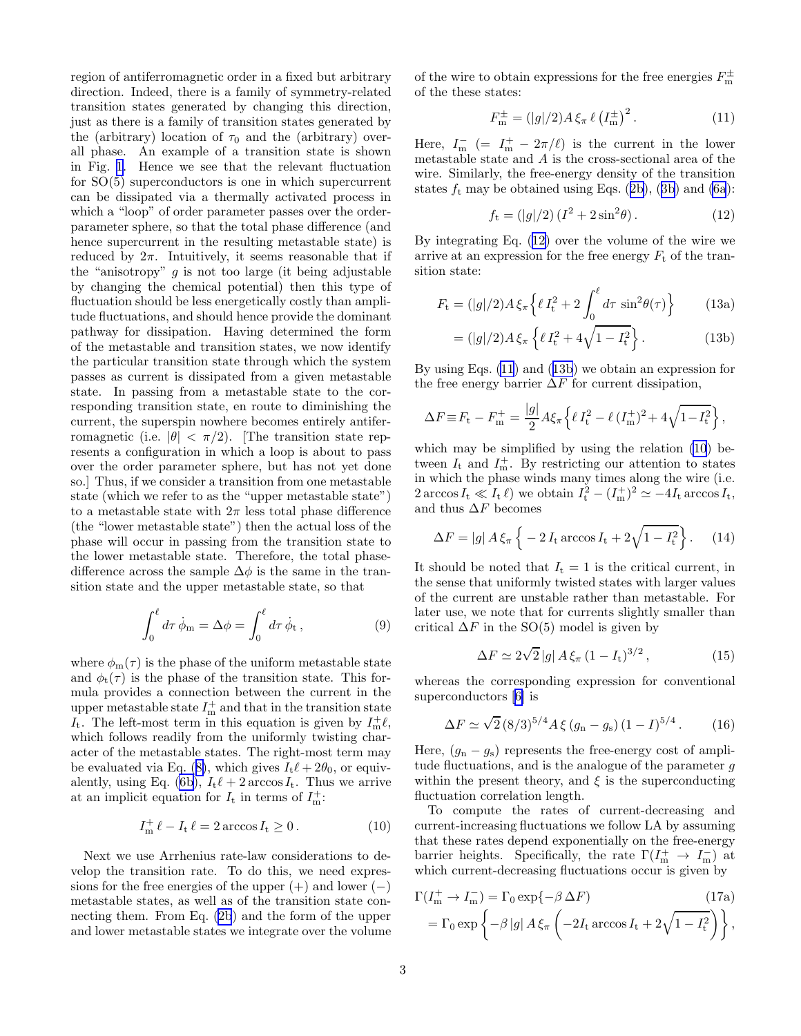region of antiferromagnetic order in a fixed but arbitrary direction. Indeed, there is a family of symmetry-related transition states generated by changing this direction, just as there is a family of transition states generated by the (arbitrary) location of $\tau_0$ and the (arbitrary) overall phase. An example of a transition state is shown in Fig. 1. Hence we see that the relevant fluctuation for SO(5) superconductors is one in which supercurrent can be dissipated via a thermally activated process in which a "loop" of order parameter passes over the order-parameter sphere, so that the total phase difference (and hence supercurrent in the resulting metastable state) is reduced by $2\pi$. Intuitively, it seems reasonable that if the "anisotropy" $g$ is not too large (it being adjustable by changing the chemical potential) then this type of fluctuation should be less energetically costly than amplitude fluctuations, and should hence provide the dominant pathway for dissipation. Having determined the form of the metastable and transition states, we now identify the particular transition state through which the system passes as current is dissipated from a given metastable state. In passing from a metastable state to the corresponding transition state, en route to diminishing the current, the superspin nowhere becomes entirely antiferromagnetic (i.e. $|\theta| < \pi/2$). [The transition state represents a configuration in which a loop is about to pass over the order parameter sphere, but has not yet done so.] Thus, if we consider a transition from one metastable state (which we refer to as the "upper metastable state") to a metastable state with $2\pi$ less total phase difference (the "lower metastable state") then the actual loss of the phase will occur in passing from the transition state to the lower metastable state. Therefore, the total phase-difference across the sample $\Delta\phi$ is the same in the transition state and the upper metastable state, so that

$$\int_0^\ell d\tau\, \dot{\phi}_{\rm m} = \Delta\phi = \int_0^\ell d\tau\, \dot{\phi}_{\rm t}\,, \tag{9}$$

where $\phi_{\rm m}(\tau)$ is the phase of the uniform metastable state and $\phi_{\rm t}(\tau)$ is the phase of the transition state. This formula provides a connection between the current in the upper metastable state $I_{\rm m}^{+}$ and that in the transition state $I_{\rm t}$. The left-most term in this equation is given by $I_{\rm m}^{+}\ell$, which follows readily from the uniformly twisting character of the metastable states. The right-most term may be evaluated via Eq. (8), which gives $I_{\rm t}\ell + 2\theta_0$, or equivalently, using Eq. (6b), $I_{\rm t}\ell + 2\arccos I_{\rm t}$. Thus we arrive at an implicit equation for $I_{\rm t}$ in terms of $I_{\rm m}^{+}$:

$$I_{\rm m}^{+}\,\ell - I_{\rm t}\,\ell = 2\arccos I_{\rm t} \geq 0\,. \tag{10}$$

Next we use Arrhenius rate-law considerations to develop the transition rate. To do this, we need expressions for the free energies of the upper (+) and lower (−) metastable states, as well as of the transition state connecting them. From Eq. (2b) and the form of the upper and lower metastable states we integrate over the volume of the wire to obtain expressions for the free energies $F_{\rm m}^{\pm}$ of the these states:

$$F_{\rm m}^{\pm} = (|g|/2)A\,\xi_\pi\,\ell\,\left(I_{\rm m}^{\pm}\right)^2. \tag{11}$$

Here, $I_{\rm m}^{-}$ $(= I_{\rm m}^{+} - 2\pi/\ell)$ is the current in the lower metastable state and $A$ is the cross-sectional area of the wire. Similarly, the free-energy density of the transition states $f_{\rm t}$ may be obtained using Eqs. (2b), (3b) and (6a):

$$f_{\rm t} = (|g|/2)\,(I^2 + 2\sin^2\theta)\,. \tag{12}$$

By integrating Eq. (12) over the volume of the wire we arrive at an expression for the free energy $F_{\rm t}$ of the transition state:

$$F_{\rm t} = (|g|/2)A\,\xi_\pi\Big\{\ell\,I_{\rm t}^2 + 2\int_0^\ell d\tau\,\sin^2\theta(\tau)\Big\} \tag{13a}$$

$$= (|g|/2)A\,\xi_\pi\left\{\ell\,I_{\rm t}^2 + 4\sqrt{1-I_{\rm t}^2}\right\}. \tag{13b}$$

By using Eqs. (11) and (13b) we obtain an expression for the free energy barrier $\Delta F$ for current dissipation,

$$\Delta F \equiv F_{\rm t} - F_{\rm m}^{+} = \frac{|g|}{2}A\xi_\pi\Big\{\ell\,I_{\rm t}^2 - \ell\,(I_{\rm m}^{+})^2 + 4\sqrt{1-I_{\rm t}^2}\Big\},$$

which may be simplified by using the relation (10) between $I_{\rm t}$ and $I_{\rm m}^{+}$. By restricting our attention to states in which the phase winds many times along the wire (i.e. $2\arccos I_{\rm t} \ll I_{\rm t}\,\ell$) we obtain $I_{\rm t}^2 - (I_{\rm m}^{+})^2 \simeq -4I_{\rm t}\arccos I_{\rm t}$, and thus $\Delta F$ becomes

$$\Delta F = |g|\,A\,\xi_\pi\,\Big\{-2\,I_{\rm t}\arccos I_{\rm t} + 2\sqrt{1-I_{\rm t}^2}\Big\}. \tag{14}$$

It should be noted that $I_{\rm t} = 1$ is the critical current, in the sense that uniformly twisted states with larger values of the current are unstable rather than metastable. For later use, we note that for currents slightly smaller than critical $\Delta F$ in the SO(5) model is given by

$$\Delta F \simeq 2\sqrt{2}\,|g|\,A\,\xi_\pi\,(1-I_{\rm t})^{3/2}\,, \tag{15}$$

whereas the corresponding expression for conventional superconductors [6] is

$$\Delta F \simeq \sqrt{2}\,(8/3)^{5/4}A\,\xi\,(g_{\rm n} - g_{\rm s})\,(1-I)^{5/4}\,. \tag{16}$$

Here, $(g_{\rm n} - g_{\rm s})$ represents the free-energy cost of amplitude fluctuations, and is the analogue of the parameter $g$ within the present theory, and $\xi$ is the superconducting fluctuation correlation length.

To compute the rates of current-decreasing and current-increasing fluctuations we follow LA by assuming that these rates depend exponentially on the free-energy barrier heights. Specifically, the rate $\Gamma(I_{\rm m}^{+} \to I_{\rm m}^{-})$ at which current-decreasing fluctuations occur is given by

$$\Gamma(I_{\rm m}^{+} \to I_{\rm m}^{-}) = \Gamma_0 \exp\{-\beta\,\Delta F\} \tag{17a}$$

$$= \Gamma_0 \exp\left\{-\beta\,|g|\,A\,\xi_\pi\left(-2I_{\rm t}\arccos I_{\rm t} + 2\sqrt{1-I_{\rm t}^2}\right)\right\},$$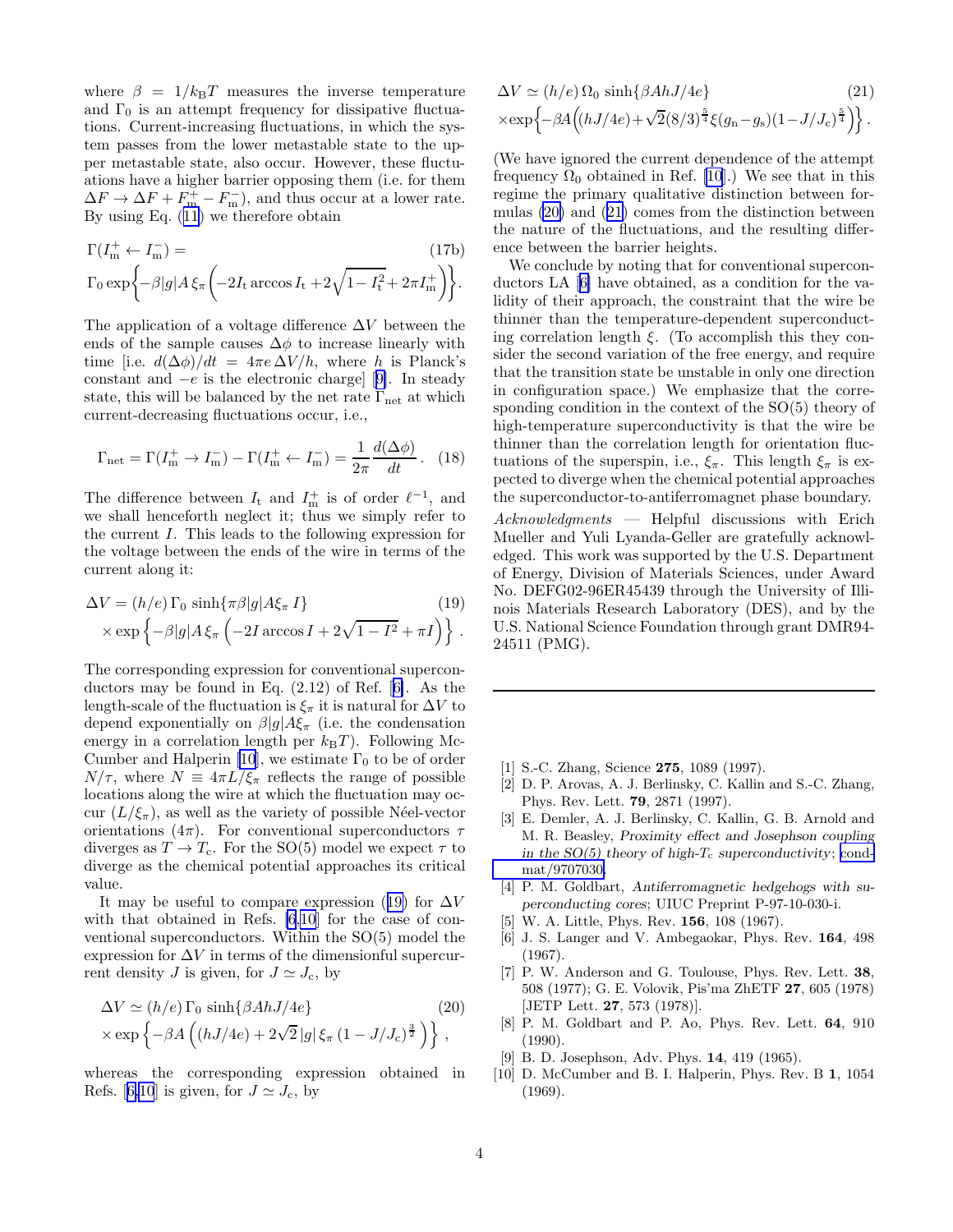where $\beta = 1/k_{\rm B}T$ measures the inverse temperature and $\Gamma_0$ is an attempt frequency for dissipative fluctuations. Current-increasing fluctuations, in which the system passes from the lower metastable state to the upper metastable state, also occur. However, these fluctuations have a higher barrier opposing them (i.e. for them $\Delta F \to \Delta F + F_{\rm m}^{+} - F_{\rm m}^{-}$), and thus occur at a lower rate. By using Eq. (11) we therefore obtain

$$
\Gamma(I_{\rm m}^{+} \leftarrow I_{\rm m}^{-}) = \Gamma_0 \exp\left\{-\beta |g| A\, \xi_\pi \left(-2I_{\rm t} \arccos I_{\rm t} + 2\sqrt{1-I_{\rm t}^2} + 2\pi I_{\rm m}^{+}\right)\right\}. \tag{17b}
$$

The application of a voltage difference $\Delta V$ between the ends of the sample causes $\Delta\phi$ to increase linearly with time [i.e. $d(\Delta\phi)/dt = 4\pi e\,\Delta V/h$, where $h$ is Planck's constant and $-e$ is the electronic charge] [9]. In steady state, this will be balanced by the net rate $\Gamma_{\rm net}$ at which current-decreasing fluctuations occur, i.e.,

$$
\Gamma_{\rm net} = \Gamma(I_{\rm m}^{+} \to I_{\rm m}^{-}) - \Gamma(I_{\rm m}^{+} \leftarrow I_{\rm m}^{-}) = \frac{1}{2\pi}\frac{d(\Delta\phi)}{dt}\,. \tag{18}
$$

The difference between $I_{\rm t}$ and $I_{\rm m}^{+}$ is of order $\ell^{-1}$, and we shall henceforth neglect it; thus we simply refer to the current $I$. This leads to the following expression for the voltage between the ends of the wire in terms of the current along it:

$$
\Delta V = (h/e)\,\Gamma_0\, \sinh\{\pi\beta|g|A\xi_\pi\, I\} \times \exp\left\{-\beta|g|A\,\xi_\pi \left(-2I\arccos I + 2\sqrt{1-I^2} + \pi I\right)\right\}. \tag{19}
$$

The corresponding expression for conventional superconductors may be found in Eq. (2.12) of Ref. [6]. As the length-scale of the fluctuation is $\xi_\pi$ it is natural for $\Delta V$ to depend exponentially on $\beta|g|A\xi_\pi$ (i.e. the condensation energy in a correlation length per $k_{\rm B}T$). Following McCumber and Halperin [10], we estimate $\Gamma_0$ to be of order $N/\tau$, where $N \equiv 4\pi L/\xi_\pi$ reflects the range of possible locations along the wire at which the fluctuation may occur ($L/\xi_\pi$), as well as the variety of possible Néel-vector orientations ($4\pi$). For conventional superconductors $\tau$ diverges as $T \to T_{\rm c}$. For the SO(5) model we expect $\tau$ to diverge as the chemical potential approaches its critical value.

It may be useful to compare expression (19) for $\Delta V$ with that obtained in Refs. [6,10] for the case of conventional superconductors. Within the SO(5) model the expression for $\Delta V$ in terms of the dimensionful supercurrent density $J$ is given, for $J \simeq J_{\rm c}$, by

$$
\Delta V \simeq (h/e)\,\Gamma_0\, \sinh\{\beta AhJ/4e\} \times \exp\left\{-\beta A\left((hJ/4e) + 2\sqrt{2}\,|g|\,\xi_\pi\,(1-J/J_{\rm c})^{\frac{3}{2}}\right)\right\}, \tag{20}
$$

whereas the corresponding expression obtained in Refs. [6,10] is given, for $J \simeq J_{\rm c}$, by

$$
\Delta V \simeq (h/e)\,\Omega_0\, \sinh\{\beta AhJ/4e\} \times \exp\left\{-\beta A\left((hJ/4e) + \sqrt{2}(8/3)^{\frac{5}{4}}\xi(g_{\rm n}-g_{\rm s})(1-J/J_{\rm c})^{\frac{5}{4}}\right)\right\}. \tag{21}
$$

(We have ignored the current dependence of the attempt frequency $\Omega_0$ obtained in Ref. [10].) We see that in this regime the primary qualitative distinction between formulas (20) and (21) comes from the distinction between the nature of the fluctuations, and the resulting difference between the barrier heights.

We conclude by noting that for conventional superconductors LA [6] have obtained, as a condition for the validity of their approach, the constraint that the wire be thinner than the temperature-dependent superconducting correlation length $\xi$. (To accomplish this they consider the second variation of the free energy, and require that the transition state be unstable in only one direction in configuration space.) We emphasize that the corresponding condition in the context of the SO(5) theory of high-temperature superconductivity is that the wire be thinner than the correlation length for orientation fluctuations of the superspin, i.e., $\xi_\pi$. This length $\xi_\pi$ is expected to diverge when the chemical potential approaches the superconductor-to-antiferromagnet phase boundary.

*Acknowledgments* — Helpful discussions with Erich Mueller and Yuli Lyanda-Geller are gratefully acknowledged. This work was supported by the U.S. Department of Energy, Division of Materials Sciences, under Award No. DEFG02-96ER45439 through the University of Illinois Materials Research Laboratory (DES), and by the U.S. National Science Foundation through grant DMR94-24511 (PMG).

---

[1] S.-C. Zhang, Science **275**, 1089 (1997).

[2] D. P. Arovas, A. J. Berlinsky, C. Kallin and S.-C. Zhang, Phys. Rev. Lett. **79**, 2871 (1997).

[3] E. Demler, A. J. Berlinsky, C. Kallin, G. B. Arnold and M. R. Beasley, *Proximity effect and Josephson coupling in the SO(5) theory of high-$T_{\rm c}$ superconductivity*; cond-mat/9707030.

[4] P. M. Goldbart, *Antiferromagnetic hedgehogs with superconducting cores*; UIUC Preprint P-97-10-030-i.

[5] W. A. Little, Phys. Rev. **156**, 108 (1967).

[6] J. S. Langer and V. Ambegaokar, Phys. Rev. **164**, 498 (1967).

[7] P. W. Anderson and G. Toulouse, Phys. Rev. Lett. **38**, 508 (1977); G. E. Volovik, Pis'ma ZhETF **27**, 605 (1978) [JETP Lett. **27**, 573 (1978)].

[8] P. M. Goldbart and P. Ao, Phys. Rev. Lett. **64**, 910 (1990).

[9] B. D. Josephson, Adv. Phys. **14**, 419 (1965).

[10] D. McCumber and B. I. Halperin, Phys. Rev. B **1**, 1054 (1969).